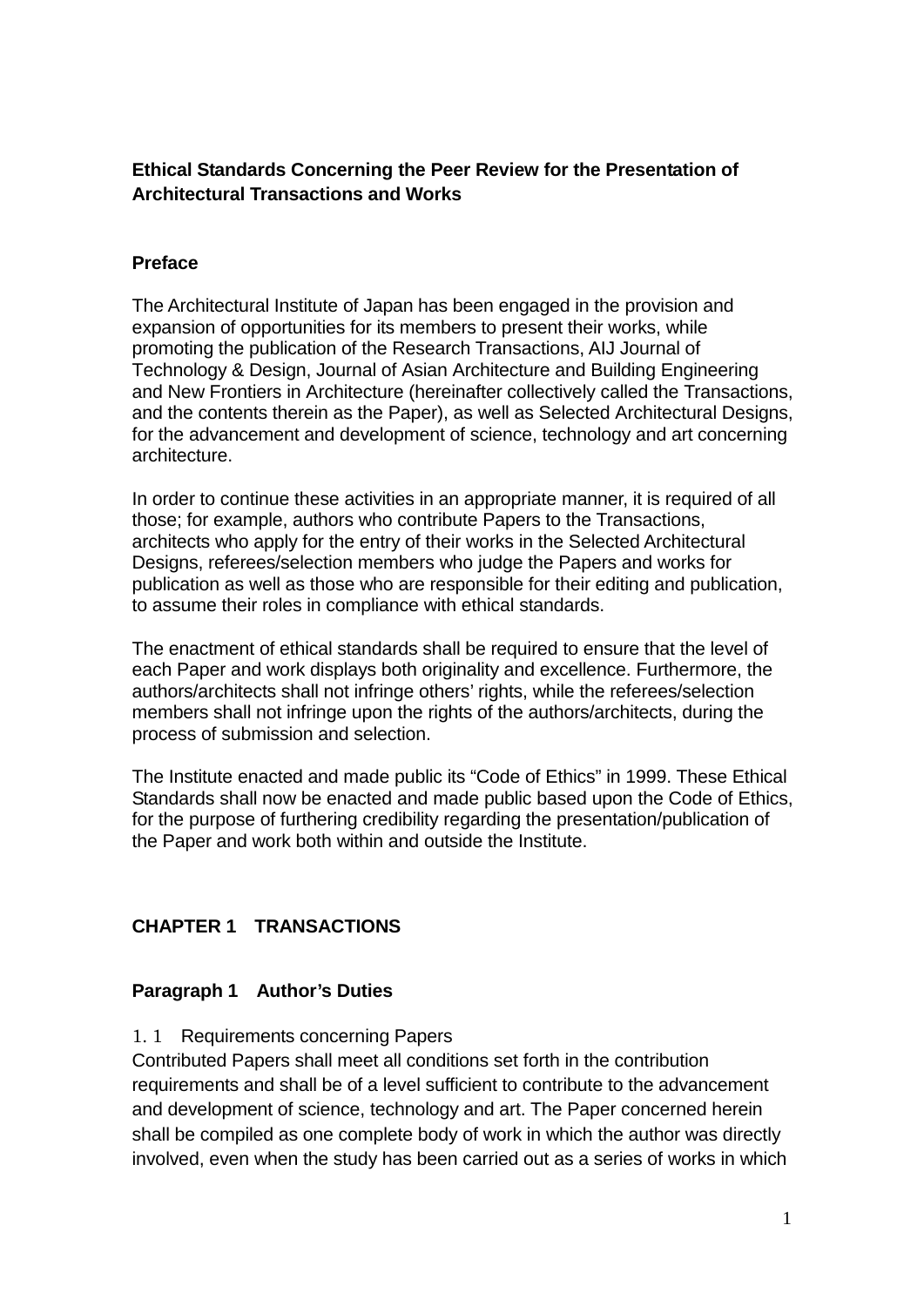# Ethical Standards Concerning the Peer Review for the Presentation of Architectural Transactions and Works

## Preface

The Architectural Institute of Japan has been engaged in the provision and expansion of opportunities for its members to present their works, while promoting the publication of the Research Transactions, AIJ Journal of Technology & Design, Journal of Asian Architecture and Building Engineering and New Frontiers in Architecture (hereinafter collectively called the Transactions, and the contents therein as the Paper), as well as Selected Architectural Designs, for the advancement and development of science, technology and art concerning architecture.

In order to continue these activities in an appropriate manner, it is required of all those; for example, authors who contribute Papers to the Transactions, architects who apply for the entry of their works in the Selected Architectural Designs, referees/selection members who judge the Papers and works for publication as well as those who are responsible for their editing and publication, to assume their roles in compliance with ethical standards.

The enactment of ethical standards shall be required to ensure that the level of each Paper and work displays both originality and excellence. Furthermore, the authors/architects shall not infringe others' rights, while the referees/selection members shall not infringe upon the rights of the authors/architects, during the process of submission and selection.

The Institute enacted and made public its "Code of Ethics" in 1999. These Ethical Standards shall now be enacted and made public based upon the Code of Ethics, for the purpose of furthering credibility regarding the presentation/publication of the Paper and work both within and outside the Institute.

## CHAPTER 1　TRANSACTIONS

### Paragraph 1　Author's Duties

1. 1　Requirements concerning Papers

Contributed Papers shall meet all conditions set forth in the contribution requirements and shall be of a level sufficient to contribute to the advancement and development of science, technology and art. The Paper concerned herein shall be compiled as one complete body of work in which the author was directly involved, even when the study has been carried out as a series of works in which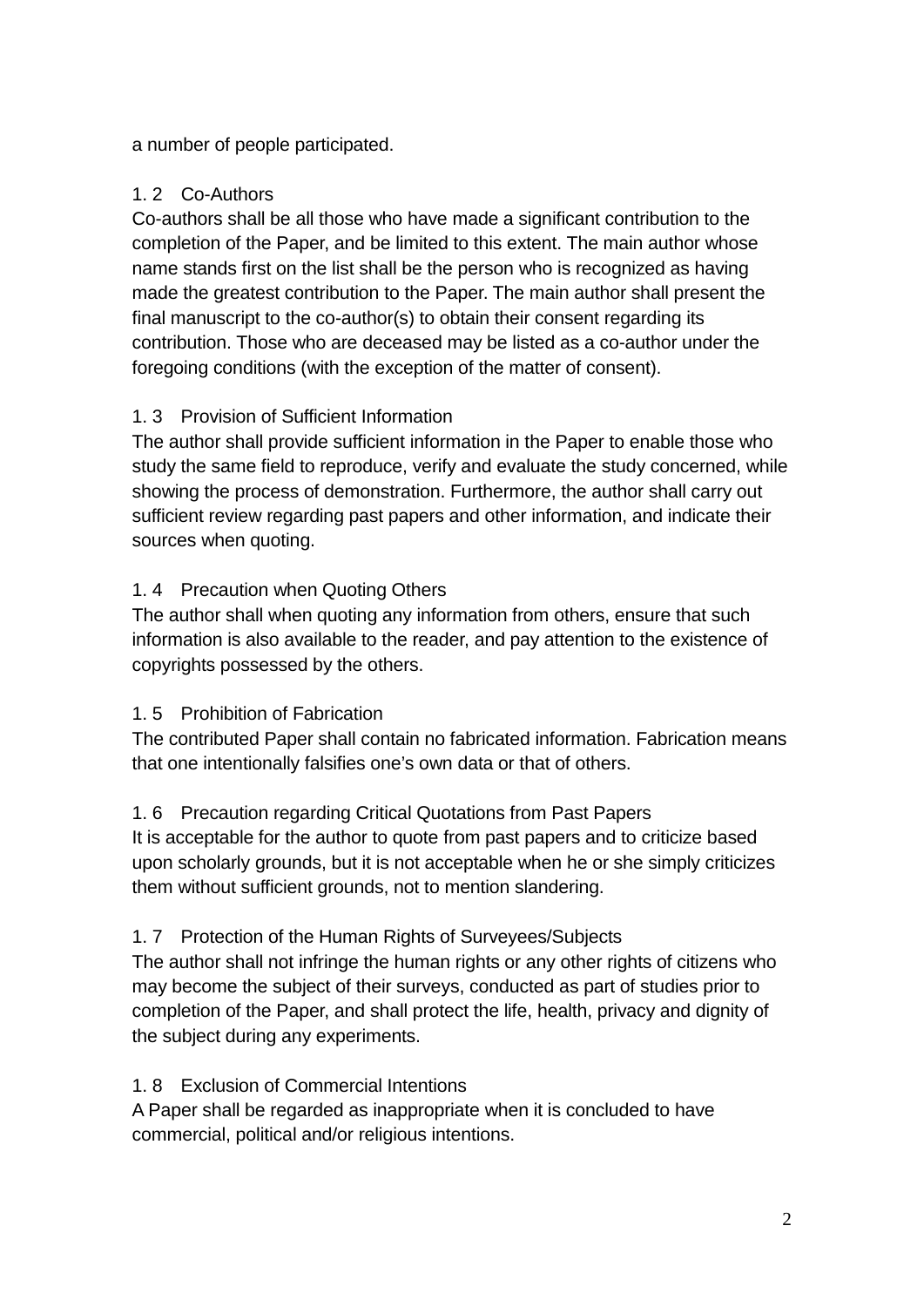a number of people participated.

### 1. 2　Co-Authors

Co-authors shall be all those who have made a significant contribution to the completion of the Paper, and be limited to this extent. The main author whose name stands first on the list shall be the person who is recognized as having made the greatest contribution to the Paper. The main author shall present the final manuscript to the co-author(s) to obtain their consent regarding its contribution. Those who are deceased may be listed as a co-author under the foregoing conditions (with the exception of the matter of consent).

### 1. 3　Provision of Sufficient Information

The author shall provide sufficient information in the Paper to enable those who study the same field to reproduce, verify and evaluate the study concerned, while showing the process of demonstration. Furthermore, the author shall carry out sufficient review regarding past papers and other information, and indicate their sources when quoting.

### 1. 4　Precaution when Quoting Others

The author shall when quoting any information from others, ensure that such information is also available to the reader, and pay attention to the existence of copyrights possessed by the others.

### 1. 5　Prohibition of Fabrication

The contributed Paper shall contain no fabricated information. Fabrication means that one intentionally falsifies one's own data or that of others.

### 1. 6　Precaution regarding Critical Quotations from Past Papers

It is acceptable for the author to quote from past papers and to criticize based upon scholarly grounds, but it is not acceptable when he or she simply criticizes them without sufficient grounds, not to mention slandering.

### 1. 7　Protection of the Human Rights of Surveyees/Subjects

The author shall not infringe the human rights or any other rights of citizens who may become the subject of their surveys, conducted as part of studies prior to completion of the Paper, and shall protect the life, health, privacy and dignity of the subject during any experiments.

### 1. 8　Exclusion of Commercial Intentions

A Paper shall be regarded as inappropriate when it is concluded to have commercial, political and/or religious intentions.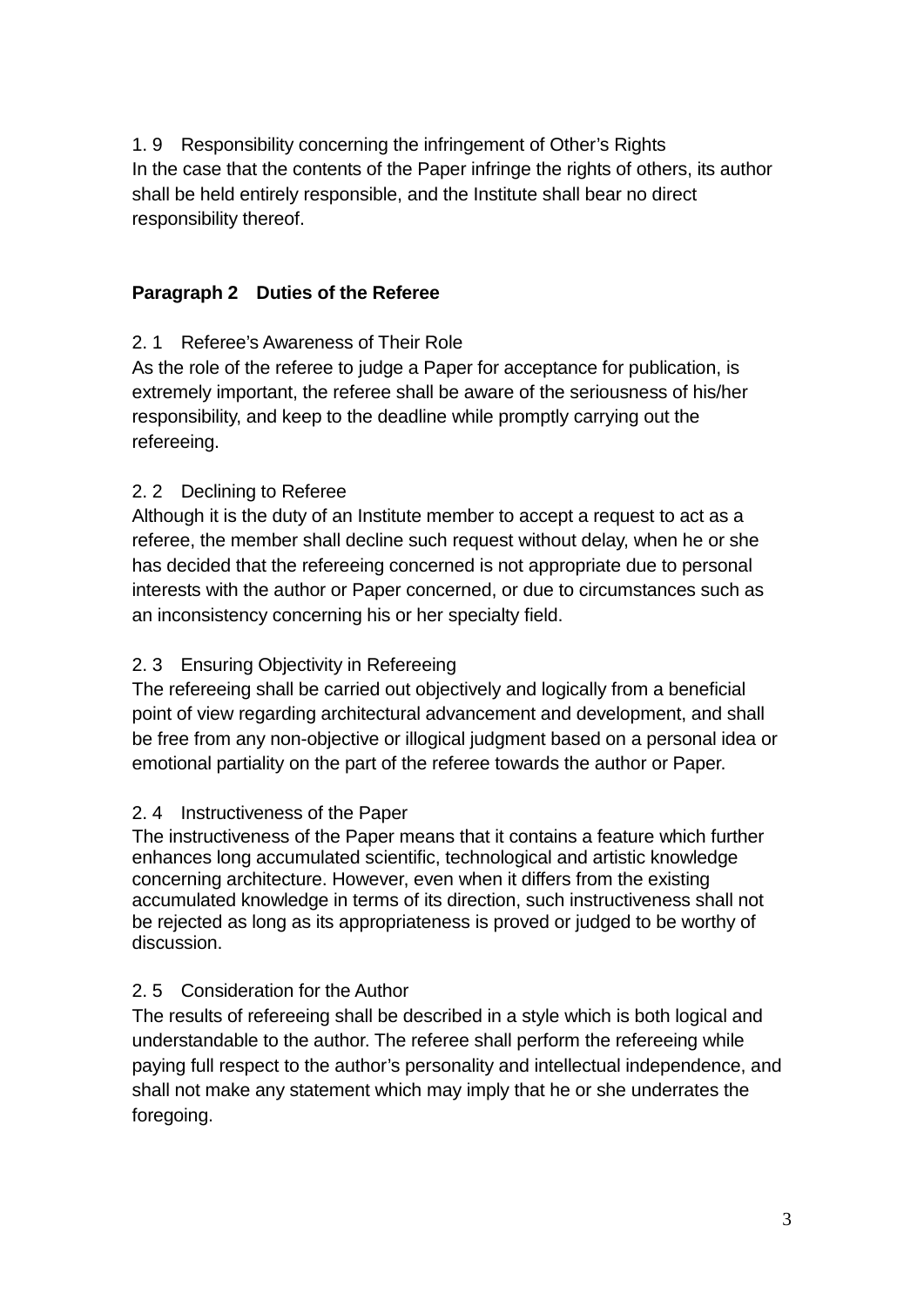1. 9　Responsibility concerning the infringement of Other's Rights

In the case that the contents of the Paper infringe the rights of others, its author shall be held entirely responsible, and the Institute shall bear no direct responsibility thereof.

## Paragraph 2　Duties of the Referee

2. 1　Referee's Awareness of Their Role

As the role of the referee to judge a Paper for acceptance for publication, is extremely important, the referee shall be aware of the seriousness of his/her responsibility, and keep to the deadline while promptly carrying out the refereeing.

2. 2　Declining to Referee

Although it is the duty of an Institute member to accept a request to act as a referee, the member shall decline such request without delay, when he or she has decided that the refereeing concerned is not appropriate due to personal interests with the author or Paper concerned, or due to circumstances such as an inconsistency concerning his or her specialty field.

2. 3　Ensuring Objectivity in Refereeing

The refereeing shall be carried out objectively and logically from a beneficial point of view regarding architectural advancement and development, and shall be free from any non-objective or illogical judgment based on a personal idea or emotional partiality on the part of the referee towards the author or Paper.

2. 4　Instructiveness of the Paper

The instructiveness of the Paper means that it contains a feature which further enhances long accumulated scientific, technological and artistic knowledge concerning architecture. However, even when it differs from the existing accumulated knowledge in terms of its direction, such instructiveness shall not be rejected as long as its appropriateness is proved or judged to be worthy of discussion.

2. 5　Consideration for the Author

The results of refereeing shall be described in a style which is both logical and understandable to the author. The referee shall perform the refereeing while paying full respect to the author's personality and intellectual independence, and shall not make any statement which may imply that he or she underrates the foregoing.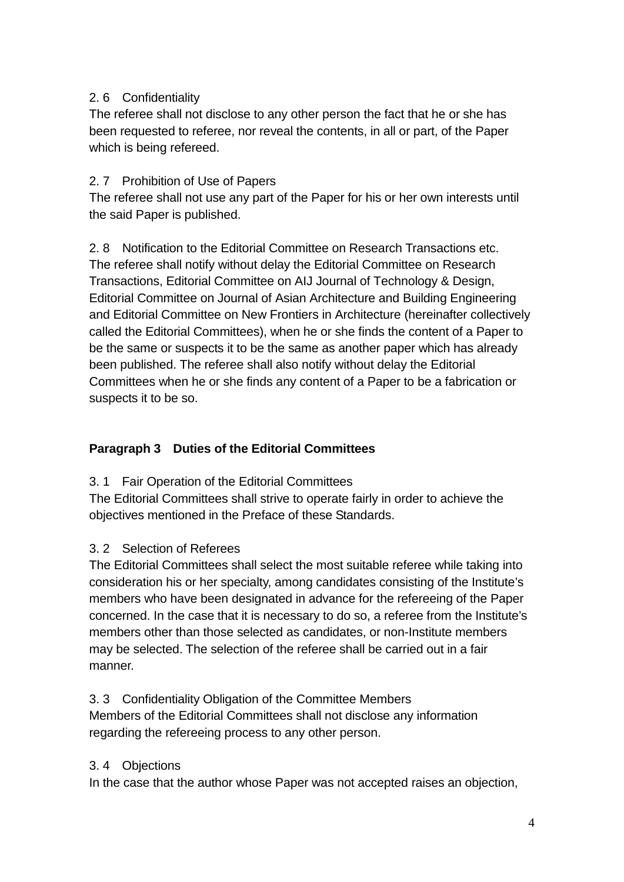2. 6　Confidentiality

The referee shall not disclose to any other person the fact that he or she has been requested to referee, nor reveal the contents, in all or part, of the Paper which is being refereed.

2. 7　Prohibition of Use of Papers

The referee shall not use any part of the Paper for his or her own interests until the said Paper is published.

2. 8　Notification to the Editorial Committee on Research Transactions etc.

The referee shall notify without delay the Editorial Committee on Research Transactions, Editorial Committee on AIJ Journal of Technology & Design, Editorial Committee on Journal of Asian Architecture and Building Engineering and Editorial Committee on New Frontiers in Architecture (hereinafter collectively called the Editorial Committees), when he or she finds the content of a Paper to be the same or suspects it to be the same as another paper which has already been published. The referee shall also notify without delay the Editorial Committees when he or she finds any content of a Paper to be a fabrication or suspects it to be so.

**Paragraph 3　Duties of the Editorial Committees**

3. 1　Fair Operation of the Editorial Committees

The Editorial Committees shall strive to operate fairly in order to achieve the objectives mentioned in the Preface of these Standards.

3. 2　Selection of Referees

The Editorial Committees shall select the most suitable referee while taking into consideration his or her specialty, among candidates consisting of the Institute's members who have been designated in advance for the refereeing of the Paper concerned. In the case that it is necessary to do so, a referee from the Institute's members other than those selected as candidates, or non-Institute members may be selected. The selection of the referee shall be carried out in a fair manner.

3. 3　Confidentiality Obligation of the Committee Members

Members of the Editorial Committees shall not disclose any information regarding the refereeing process to any other person.

3. 4　Objections

In the case that the author whose Paper was not accepted raises an objection,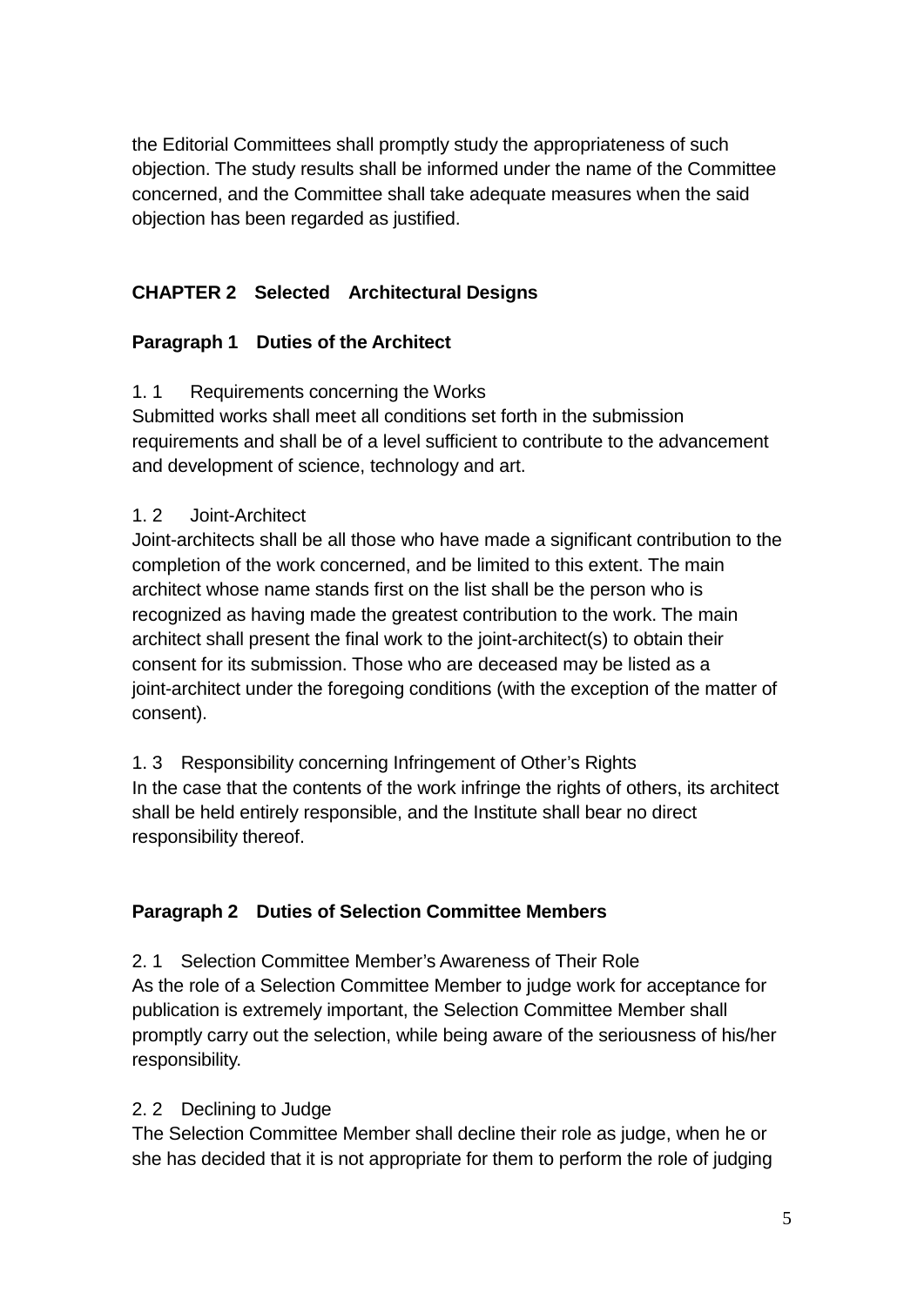the Editorial Committees shall promptly study the appropriateness of such objection. The study results shall be informed under the name of the Committee concerned, and the Committee shall take adequate measures when the said objection has been regarded as justified.

## CHAPTER 2 Selected Architectural Designs

### Paragraph 1 Duties of the Architect

1. 1 Requirements concerning the Works
Submitted works shall meet all conditions set forth in the submission requirements and shall be of a level sufficient to contribute to the advancement and development of science, technology and art.

1. 2 Joint-Architect
Joint-architects shall be all those who have made a significant contribution to the completion of the work concerned, and be limited to this extent. The main architect whose name stands first on the list shall be the person who is recognized as having made the greatest contribution to the work. The main architect shall present the final work to the joint-architect(s) to obtain their consent for its submission. Those who are deceased may be listed as a joint-architect under the foregoing conditions (with the exception of the matter of consent).

1. 3 Responsibility concerning Infringement of Other's Rights
In the case that the contents of the work infringe the rights of others, its architect shall be held entirely responsible, and the Institute shall bear no direct responsibility thereof.

### Paragraph 2 Duties of Selection Committee Members

2. 1 Selection Committee Member's Awareness of Their Role
As the role of a Selection Committee Member to judge work for acceptance for publication is extremely important, the Selection Committee Member shall promptly carry out the selection, while being aware of the seriousness of his/her responsibility.

2. 2 Declining to Judge
The Selection Committee Member shall decline their role as judge, when he or she has decided that it is not appropriate for them to perform the role of judging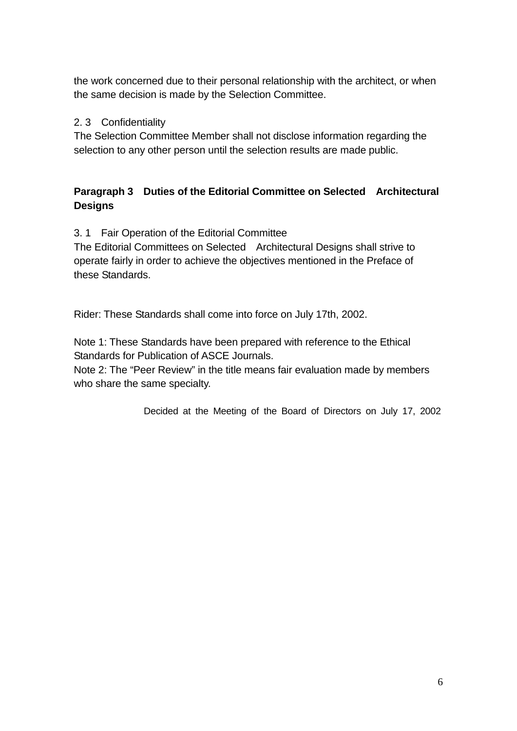the work concerned due to their personal relationship with the architect, or when the same decision is made by the Selection Committee.

2. 3　Confidentiality
The Selection Committee Member shall not disclose information regarding the selection to any other person until the selection results are made public.

### Paragraph 3　Duties of the Editorial Committee on Selected　Architectural Designs

3. 1　Fair Operation of the Editorial Committee
The Editorial Committees on Selected　Architectural Designs shall strive to operate fairly in order to achieve the objectives mentioned in the Preface of these Standards.

Rider: These Standards shall come into force on July 17th, 2002.

Note 1: These Standards have been prepared with reference to the Ethical Standards for Publication of ASCE Journals.
Note 2: The “Peer Review” in the title means fair evaluation made by members who share the same specialty.

Decided at the Meeting of the Board of Directors on July 17, 2002